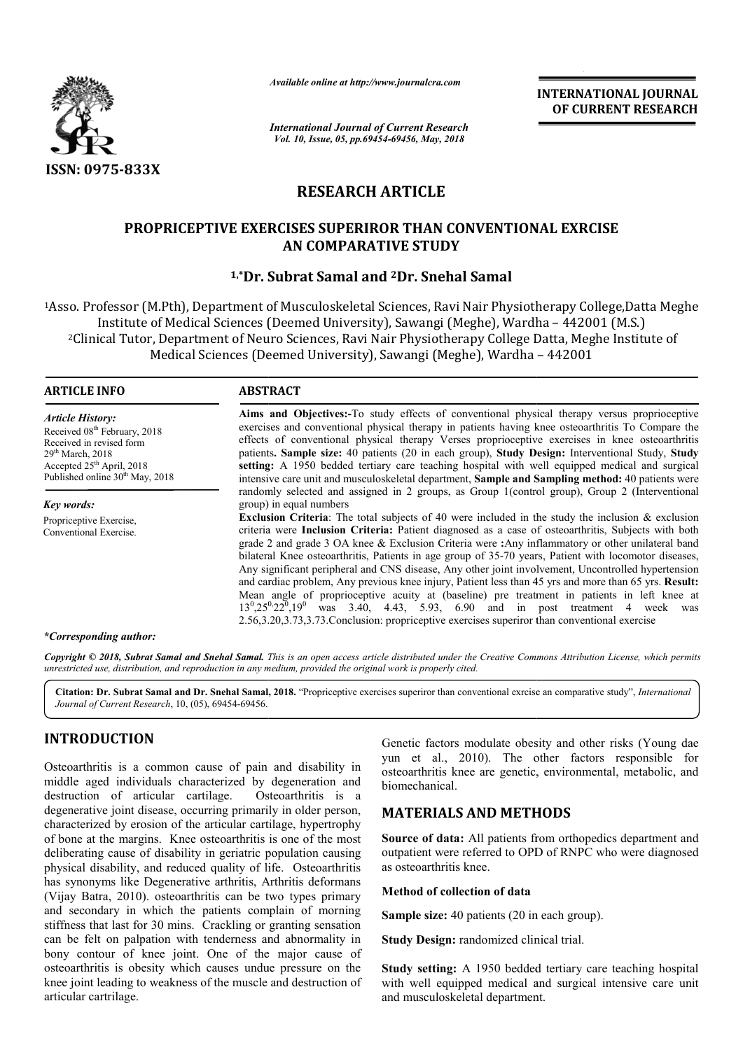# RESEARCH ARTICLE

## PROPRICEPTIVE EXERCISES SUPERIROR THAN CONVENTIONAL EXRCISE AN COMPARATIVE STUDY

**[1,*]Dr. Subrat Samal and [2]Dr. Snehal Samal**

[1]Asso. Professor (M.Pth), Department of Musculoskeletal Sciences, Ravi Nair Physiotherapy College,Datta Meghe Institute of Medical Sciences (Deemed University), Sawangi (Meghe), Wardha – 442001 (M.S.)

[2]Clinical Tutor, Department of Neuro Sciences, Ravi Nair Physiotherapy College Datta, Meghe Institute of Medical Sciences (Deemed University), Sawangi (Meghe), Wardha – 442001

### ARTICLE INFO

*Article History:*

Received 08th February, 2018
Received in revised form 29th March, 2018
Accepted 25th April, 2018
Published online 30th May, 2018

*Key words:*

Propriceptive Exercise,
Conventional Exercise.

*\*Corresponding author:*

### ABSTRACT

**Aims and Objectives:-**To study effects of conventional physical therapy versus proprioceptive exercises and conventional physical therapy in patients having knee osteoarthritis To Compare the effects of conventional physical therapy Verses proprioceptive exercises in knee osteoarthritis patients**. Sample size:** 40 patients (20 in each group), **Study Design:** Interventional Study, **Study setting:** A 1950 bedded tertiary care teaching hospital with well equipped medical and surgical intensive care unit and musculoskeletal department, **Sample and Sampling method:** 40 patients were randomly selected and assigned in 2 groups, as Group 1(control group), Group 2 (Interventional group) in equal numbers

**Exclusion Criteria**: The total subjects of 40 were included in the study the inclusion & exclusion criteria were **Inclusion Criteria:** Patient diagnosed as a case of osteoarthritis, Subjects with both grade 2 and grade 3 OA knee & Exclusion Criteria were **:**Any inflammatory or other unilateral band bilateral Knee osteoarthritis, Patients in age group of 35-70 years, Patient with locomotor diseases, Any significant peripheral and CNS disease, Any other joint involvement, Uncontrolled hypertension and cardiac problem, Any previous knee injury, Patient less than 45 yrs and more than 65 yrs. **Result:** Mean angle of proprioceptive acuity at (baseline) pre treatment in patients in left knee at $13^0,25^0,22^0,19^0$ was 3.40, 4.43, 5.93, 6.90 and in post treatment 4 week was 2.56,3.20,3.73,3.73.Conclusion: propriceptive exercises superiror than conventional exercise

*Copyright © 2018, Subrat Samal and Snehal Samal. This is an open access article distributed under the Creative Commons Attribution License, which permits unrestricted use, distribution, and reproduction in any medium, provided the original work is properly cited.*

**Citation: Dr. Subrat Samal and Dr. Snehal Samal, 2018.** "Propriceptive exercises superiror than conventional exrcise an comparative study", *International Journal of Current Research*, 10, (05), 69454-69456.

## INTRODUCTION

Osteoarthritis is a common cause of pain and disability in middle aged individuals characterized by degeneration and destruction of articular cartilage. Osteoarthritis is a degenerative joint disease, occurring primarily in older person, characterized by erosion of the articular cartilage, hypertrophy of bone at the margins. Knee osteoarthritis is one of the most deliberating cause of disability in geriatric population causing physical disability, and reduced quality of life. Osteoarthritis has synonyms like Degenerative arthritis, Arthritis deformans (Vijay Batra, 2010). osteoarthritis can be two types primary and secondary in which the patients complain of morning stiffness that last for 30 mins. Crackling or granting sensation can be felt on palpation with tenderness and abnormality in bony contour of knee joint. One of the major cause of osteoarthritis is obesity which causes undue pressure on the knee joint leading to weakness of the muscle and destruction of articular cartrilage. Genetic factors modulate obesity and other risks (Young dae yun et al., 2010). The other factors responsible for osteoarthritis knee are genetic, environmental, metabolic, and biomechanical.

## MATERIALS AND METHODS

**Source of data:** All patients from orthopedics department and outpatient were referred to OPD of RNPC who were diagnosed as osteoarthritis knee.

**Method of collection of data**

**Sample size:** 40 patients (20 in each group).

**Study Design:** randomized clinical trial.

**Study setting:** A 1950 bedded tertiary care teaching hospital with well equipped medical and surgical intensive care unit and musculoskeletal department.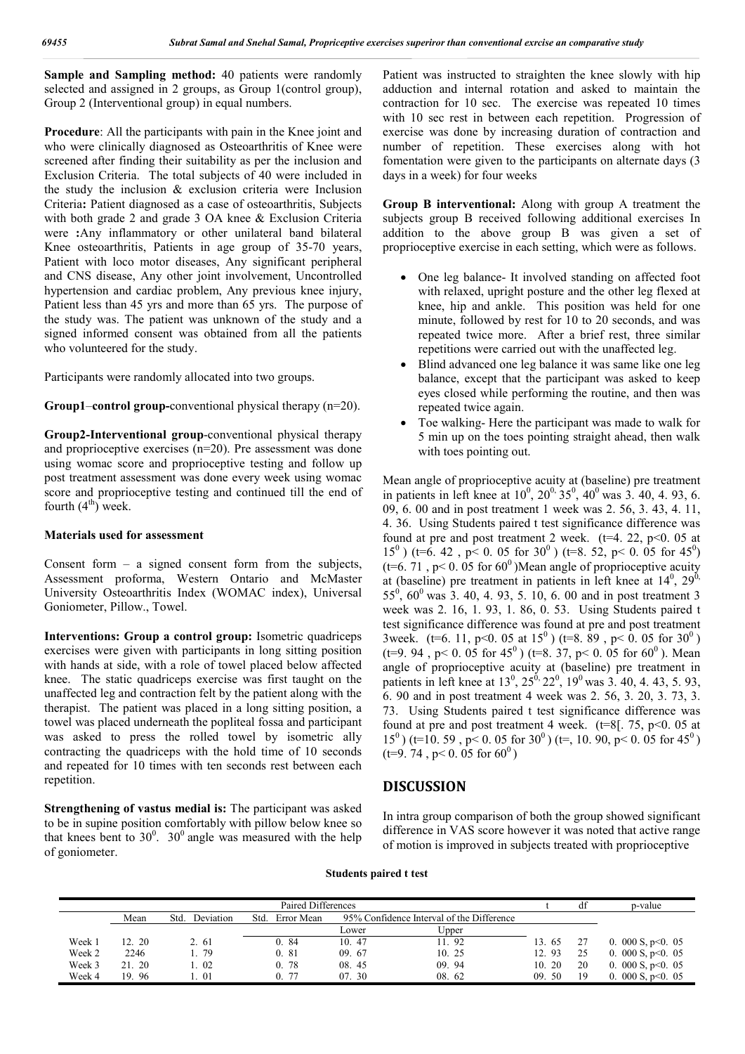**Sample and Sampling method:** 40 patients were randomly selected and assigned in 2 groups, as Group 1(control group), Group 2 (Interventional group) in equal numbers.

**Procedure**: All the participants with pain in the Knee joint and who were clinically diagnosed as Osteoarthritis of Knee were screened after finding their suitability as per the inclusion and Exclusion Criteria. The total subjects of 40 were included in the study the inclusion & exclusion criteria were Inclusion Criteria**:** Patient diagnosed as a case of osteoarthritis, Subjects with both grade 2 and grade 3 OA knee & Exclusion Criteria were **:**Any inflammatory or other unilateral band bilateral Knee osteoarthritis, Patients in age group of 35-70 years, Patient with loco motor diseases, Any significant peripheral and CNS disease, Any other joint involvement, Uncontrolled hypertension and cardiac problem, Any previous knee injury, Patient less than 45 yrs and more than 65 yrs. The purpose of the study was. The patient was unknown of the study and a signed informed consent was obtained from all the patients who volunteered for the study.

Participants were randomly allocated into two groups.

**Group1**–**control group-**conventional physical therapy (n=20).

**Group2-Interventional group**-conventional physical therapy and proprioceptive exercises (n=20). Pre assessment was done using womac score and proprioceptive testing and follow up post treatment assessment was done every week using womac score and proprioceptive testing and continued till the end of fourth ($4^{th}$) week.

**Materials used for assessment**

Consent form – a signed consent form from the subjects, Assessment proforma, Western Ontario and McMaster University Osteoarthritis Index (WOMAC index), Universal Goniometer, Pillow., Towel.

**Interventions: Group a control group:** Isometric quadriceps exercises were given with participants in long sitting position with hands at side, with a role of towel placed below affected knee. The static quadriceps exercise was first taught on the unaffected leg and contraction felt by the patient along with the therapist. The patient was placed in a long sitting position, a towel was placed underneath the popliteal fossa and participant was asked to press the rolled towel by isometric ally contracting the quadriceps with the hold time of 10 seconds and repeated for 10 times with ten seconds rest between each repetition.

**Strengthening of vastus medial is:** The participant was asked to be in supine position comfortably with pillow below knee so that knees bent to $30^0$. $30^0$ angle was measured with the help of goniometer.

Patient was instructed to straighten the knee slowly with hip adduction and internal rotation and asked to maintain the contraction for 10 sec. The exercise was repeated 10 times with 10 sec rest in between each repetition. Progression of exercise was done by increasing duration of contraction and number of repetition. These exercises along with hot fomentation were given to the participants on alternate days (3 days in a week) for four weeks

**Group B interventional:** Along with group A treatment the subjects group B received following additional exercises In addition to the above group B was given a set of proprioceptive exercise in each setting, which were as follows.

- One leg balance- It involved standing on affected foot with relaxed, upright posture and the other leg flexed at knee, hip and ankle. This position was held for one minute, followed by rest for 10 to 20 seconds, and was repeated twice more. After a brief rest, three similar repetitions were carried out with the unaffected leg.
- Blind advanced one leg balance it was same like one leg balance, except that the participant was asked to keep eyes closed while performing the routine, and then was repeated twice again.
- Toe walking- Here the participant was made to walk for 5 min up on the toes pointing straight ahead, then walk with toes pointing out.

Mean angle of proprioceptive acuity at (baseline) pre treatment in patients in left knee at $10^0$, $20^{0,}$ $35^0$, $40^0$ was 3. 40, 4. 93, 6. 09, 6. 00 and in post treatment 1 week was 2. 56, 3. 43, 4. 11, 4. 36. Using Students paired t test significance difference was found at pre and post treatment 2 week. (t=4. 22, p<0. 05 at $15^0$ ) (t=6. 42 , p< 0. 05 for $30^0$ ) (t=8. 52, p< 0. 05 for $45^0$) (t=6. 71 , p< 0. 05 for $60^0$ )Mean angle of proprioceptive acuity at (baseline) pre treatment in patients in left knee at $14^0$, $29^{0,}$ $55^0$, $60^0$ was 3. 40, 4. 93, 5. 10, 6. 00 and in post treatment 3 week was 2. 16, 1. 93, 1. 86, 0. 53. Using Students paired t test significance difference was found at pre and post treatment 3week. (t=6. 11, p<0. 05 at $15^0$ ) (t=8. 89 , p< 0. 05 for $30^0$ ) (t=9. 94 , p< 0. 05 for $45^0$ ) (t=8. 37, p< 0. 05 for $60^0$ ). Mean angle of proprioceptive acuity at (baseline) pre treatment in patients in left knee at $13^0$, $25^{0,}$ $22^0$, $19^0$ was 3. 40, 4. 43, 5. 93, 6. 90 and in post treatment 4 week was 2. 56, 3. 20, 3. 73, 3. 73. Using Students paired t test significance difference was found at pre and post treatment 4 week. (t=8[. 75, p<0. 05 at $15^0$ ) (t=10. 59 , p< 0. 05 for $30^0$ ) (t=, 10. 90, p< 0. 05 for $45^0$ ) (t=9. 74 , p< 0. 05 for $60^0$ )

## DISCUSSION

In intra group comparison of both the group showed significant difference in VAS score however it was noted that active range of motion is improved in subjects treated with proprioceptive

**Students paired t test**

| | Paired Differences | | | | | t | df | p-value |
|---|---|---|---|---|---|---|---|---|
| | Mean | Std. Deviation | Std. Error Mean | 95% Confidence Interval of the Difference | | | | |
| | | | | Lower | Upper | | | |
| Week 1 | 12. 20 | 2. 61 | 0. 84 | 10. 47 | 11. 92 | 13. 65 | 27 | 0. 000 S, p<0. 05 |
| Week 2 | 2246 | 1. 79 | 0. 81 | 09. 67 | 10. 25 | 12. 93 | 25 | 0. 000 S, p<0. 05 |
| Week 3 | 21. 20 | 1. 02 | 0. 78 | 08. 45 | 09. 94 | 10. 20 | 20 | 0. 000 S, p<0. 05 |
| Week 4 | 19. 96 | 1. 01 | 0. 77 | 07. 30 | 08. 62 | 09. 50 | 19 | 0. 000 S, p<0. 05 |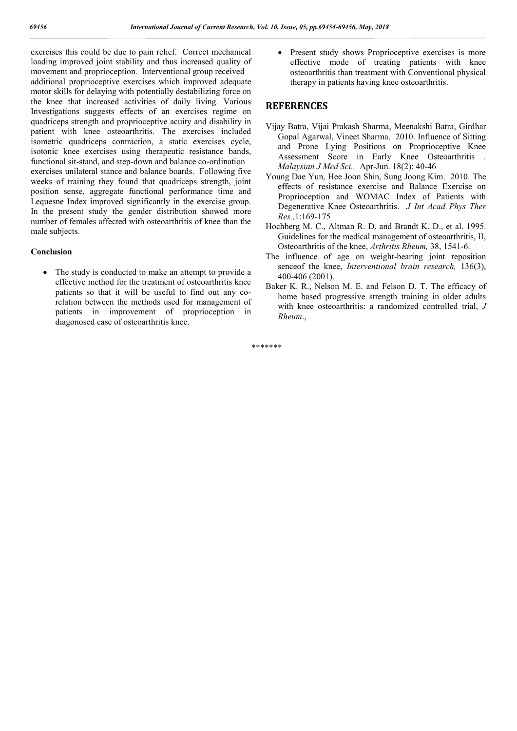exercises this could be due to pain relief. Correct mechanical loading improved joint stability and thus increased quality of movement and proprioception. Interventional group received additional proprioceptive exercises which improved adequate motor skills for delaying with potentially destabilizing force on the knee that increased activities of daily living. Various Investigations suggests effects of an exercises regime on quadriceps strength and proprioceptive acuity and disability in patient with knee osteoarthritis. The exercises included isometric quadriceps contraction, a static exercises cycle, isotonic knee exercises using therapeutic resistance bands, functional sit-stand, and step-down and balance co-ordination exercises unilateral stance and balance boards. Following five weeks of training they found that quadriceps strength, joint position sense, aggregate functional performance time and Lequesne Index improved significantly in the exercise group. In the present study the gender distribution showed more number of females affected with osteoarthritis of knee than the male subjects.

### Conclusion

- The study is conducted to make an attempt to provide a effective method for the treatment of osteoarthritis knee patients so that it will be useful to find out any co-relation between the methods used for management of patients in improvement of proprioception in diagonosed case of osteoarthritis knee.
- Present study shows Proprioceptive exercises is more effective mode of treating patients with knee osteoarthritis than treatment with Conventional physical therapy in patients having knee osteoarthritis.

## REFERENCES

Vijay Batra, Vijai Prakash Sharma, Meenakshi Batra, Girdhar Gopal Agarwal, Vineet Sharma. 2010. Influence of Sitting and Prone Lying Positions on Proprioceptive Knee Assessment Score in Early Knee Osteoarthritis . *Malaysian J Med Sci.,* Apr-Jun. 18(2): 40-46

Young Dae Yun, Hee Joon Shin, Sung Joong Kim. 2010. The effects of resistance exercise and Balance Exercise on Proprioception and WOMAC Index of Patients with Degenerative Knee Osteoarthritis. *J Int Acad Phys Ther Res.,*1:169-175

Hochberg M. C., Altman R. D. and Brandt K. D., et al. 1995. Guidelines for the medical management of osteoarthritis, II, Osteoarthritis of the knee, *Arthritis Rheum,* 38, 1541-6.

The influence of age on weight-bearing joint reposition senceof the knee, *Interventional brain research,* 136(3), 400-406 (2001).

Baker K. R., Nelson M. E. and Felson D. T. The efficacy of home based progressive strength training in older adults with knee osteoarthritis: a randomized controlled trial, *J Rheum*.,

\*\*\*\*\*\*\*